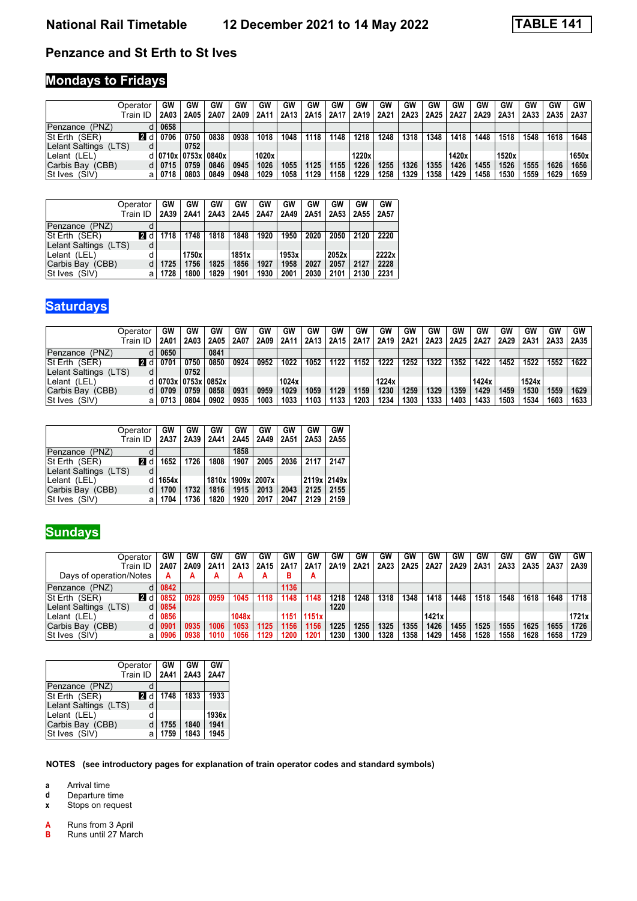# National Rail Timetable 12 December 2021 to 14 May 2022 TABLE 141

## Penzance and St Erth to St Ives

## Mondays to Fridays

| Operator | | GW | GW | GW | GW | GW | GW | GW | GW | GW | GW | GW | GW | GW | GW | GW | GW | GW | GW |
|---|---|---|---|---|---|---|---|---|---|---|---|---|---|---|---|---|---|---|---|
| Train ID | | 2A03 | 2A05 | 2A07 | 2A09 | 2A11 | 2A13 | 2A15 | 2A17 | 2A19 | 2A21 | 2A23 | 2A25 | 2A27 | 2A29 | 2A31 | 2A33 | 2A35 | 2A37 |
| Penzance (PNZ) | d | 0658 | | | | | | | | | | | | | | | | | |
| St Erth (SER) | 2 d | 0706 | 0750 | 0838 | 0938 | 1018 | 1048 | 1118 | 1148 | 1218 | 1248 | 1318 | 1348 | 1418 | 1448 | 1518 | 1548 | 1618 | 1648 |
| Lelant Saltings (LTS) | d | | 0752 | | | | | | | | | | | | | | | | |
| Lelant (LEL) | d | 0710x | 0753x | 0840x | | 1020x | | | | 1220x | | | | 1420x | | 1520x | | | 1650x |
| Carbis Bay (CBB) | d | 0715 | 0759 | 0846 | 0945 | 1026 | 1055 | 1125 | 1155 | 1226 | 1255 | 1326 | 1355 | 1426 | 1455 | 1526 | 1555 | 1626 | 1656 |
| St Ives (SIV) | a | 0718 | 0803 | 0849 | 0948 | 1029 | 1058 | 1129 | 1158 | 1229 | 1258 | 1329 | 1358 | 1429 | 1458 | 1530 | 1559 | 1629 | 1659 |

| Operator | | GW | GW | GW | GW | GW | GW | GW | GW | GW | GW |
|---|---|---|---|---|---|---|---|---|---|---|---|
| Train ID | | 2A39 | 2A41 | 2A43 | 2A45 | 2A47 | 2A49 | 2A51 | 2A53 | 2A55 | 2A57 |
| Penzance (PNZ) | d | | | | | | | | | | |
| St Erth (SER) | 2 d | 1718 | 1748 | 1818 | 1848 | 1920 | 1950 | 2020 | 2050 | 2120 | 2220 |
| Lelant Saltings (LTS) | d | | | | | | | | | | |
| Lelant (LEL) | d | | 1750x | | 1851x | | 1953x | | 2052x | | 2222x |
| Carbis Bay (CBB) | d | 1725 | 1756 | 1825 | 1856 | 1927 | 1958 | 2027 | 2057 | 2127 | 2228 |
| St Ives (SIV) | a | 1728 | 1800 | 1829 | 1901 | 1930 | 2001 | 2030 | 2101 | 2130 | 2231 |

## Saturdays

| Operator | | GW | GW | GW | GW | GW | GW | GW | GW | GW | GW | GW | GW | GW | GW | GW | GW | GW | GW |
|---|---|---|---|---|---|---|---|---|---|---|---|---|---|---|---|---|---|---|---|
| Train ID | | 2A01 | 2A03 | 2A05 | 2A07 | 2A09 | 2A11 | 2A13 | 2A15 | 2A17 | 2A19 | 2A21 | 2A23 | 2A25 | 2A27 | 2A29 | 2A31 | 2A33 | 2A35 |
| Penzance (PNZ) | d | 0650 | | 0841 | | | | | | | | | | | | | | | |
| St Erth (SER) | 2 d | 0701 | 0750 | 0850 | 0924 | 0952 | 1022 | 1052 | 1122 | 1152 | 1222 | 1252 | 1322 | 1352 | 1422 | 1452 | 1522 | 1552 | 1622 |
| Lelant Saltings (LTS) | d | | 0752 | | | | | | | | | | | | | | | | |
| Lelant (LEL) | d | 0703x | 0753x | 0852x | | | 1024x | | | | 1224x | | | | 1424x | | 1524x | | |
| Carbis Bay (CBB) | d | 0709 | 0759 | 0858 | 0931 | 0959 | 1029 | 1059 | 1129 | 1159 | 1230 | 1259 | 1329 | 1359 | 1429 | 1459 | 1530 | 1559 | 1629 |
| St Ives (SIV) | a | 0713 | 0804 | 0902 | 0935 | 1003 | 1033 | 1103 | 1133 | 1203 | 1234 | 1303 | 1333 | 1403 | 1433 | 1503 | 1534 | 1603 | 1633 |

| Operator | | GW | GW | GW | GW | GW | GW | GW | GW |
|---|---|---|---|---|---|---|---|---|---|
| Train ID | | 2A37 | 2A39 | 2A41 | 2A45 | 2A49 | 2A51 | 2A53 | 2A55 |
| Penzance (PNZ) | d | | | | 1858 | | | | |
| St Erth (SER) | 2 d | 1652 | 1726 | 1808 | 1907 | 2005 | 2036 | 2117 | 2147 |
| Lelant Saltings (LTS) | d | | | | | | | | |
| Lelant (LEL) | d | 1654x | | 1810x | 1909x | 2007x | | 2119x | 2149x |
| Carbis Bay (CBB) | d | 1700 | 1732 | 1816 | 1915 | 2013 | 2043 | 2125 | 2155 |
| St Ives (SIV) | a | 1704 | 1736 | 1820 | 1920 | 2017 | 2047 | 2129 | 2159 |

## Sundays

| Operator | | GW | GW | GW | GW | GW | GW | GW | GW | GW | GW | GW | GW | GW | GW | GW | GW | GW | GW |
|---|---|---|---|---|---|---|---|---|---|---|---|---|---|---|---|---|---|---|---|
| Train ID | | 2A07 | 2A09 | 2A11 | 2A13 | 2A15 | 2A17 | 2A17 | 2A19 | 2A21 | 2A23 | 2A25 | 2A27 | 2A29 | 2A31 | 2A33 | 2A35 | 2A37 | 2A39 |
| Days of operation/Notes | | A | A | A | A | A | B | A | | | | | | | | | | | |
| Penzance (PNZ) | d | 0842 | | | | | 1136 | | | | | | | | | | | | |
| St Erth (SER) | 2 d | 0852 | 0928 | 0959 | 1045 | 1118 | 1148 | 1148 | 1218 | 1248 | 1318 | 1348 | 1418 | 1448 | 1518 | 1548 | 1618 | 1648 | 1718 |
| Lelant Saltings (LTS) | d | 0854 | | | | | | | 1220 | | | | | | | | | | |
| Lelant (LEL) | d | 0856 | | | 1048x | | 1151 | 1151x | | | | | 1421x | | | | | | 1721x |
| Carbis Bay (CBB) | d | 0901 | 0935 | 1006 | 1053 | 1125 | 1156 | 1156 | 1225 | 1255 | 1325 | 1355 | 1426 | 1455 | 1525 | 1555 | 1625 | 1655 | 1726 |
| St Ives (SIV) | a | 0906 | 0938 | 1010 | 1056 | 1129 | 1200 | 1201 | 1230 | 1300 | 1328 | 1358 | 1429 | 1458 | 1528 | 1558 | 1628 | 1658 | 1729 |

| Operator | | GW | GW | GW |
|---|---|---|---|---|
| Train ID | | 2A41 | 2A43 | 2A47 |
| Penzance (PNZ) | d | | | |
| St Erth (SER) | 2 d | 1748 | 1833 | 1933 |
| Lelant Saltings (LTS) | d | | | |
| Lelant (LEL) | d | | | 1936x |
| Carbis Bay (CBB) | d | 1755 | 1840 | 1941 |
| St Ives (SIV) | a | 1759 | 1843 | 1945 |

**NOTES (see introductory pages for explanation of train operator codes and standard symbols)**

- **a** Arrival time
- **d** Departure time
- **x** Stops on request

- **A** Runs from 3 April
- **B** Runs until 27 March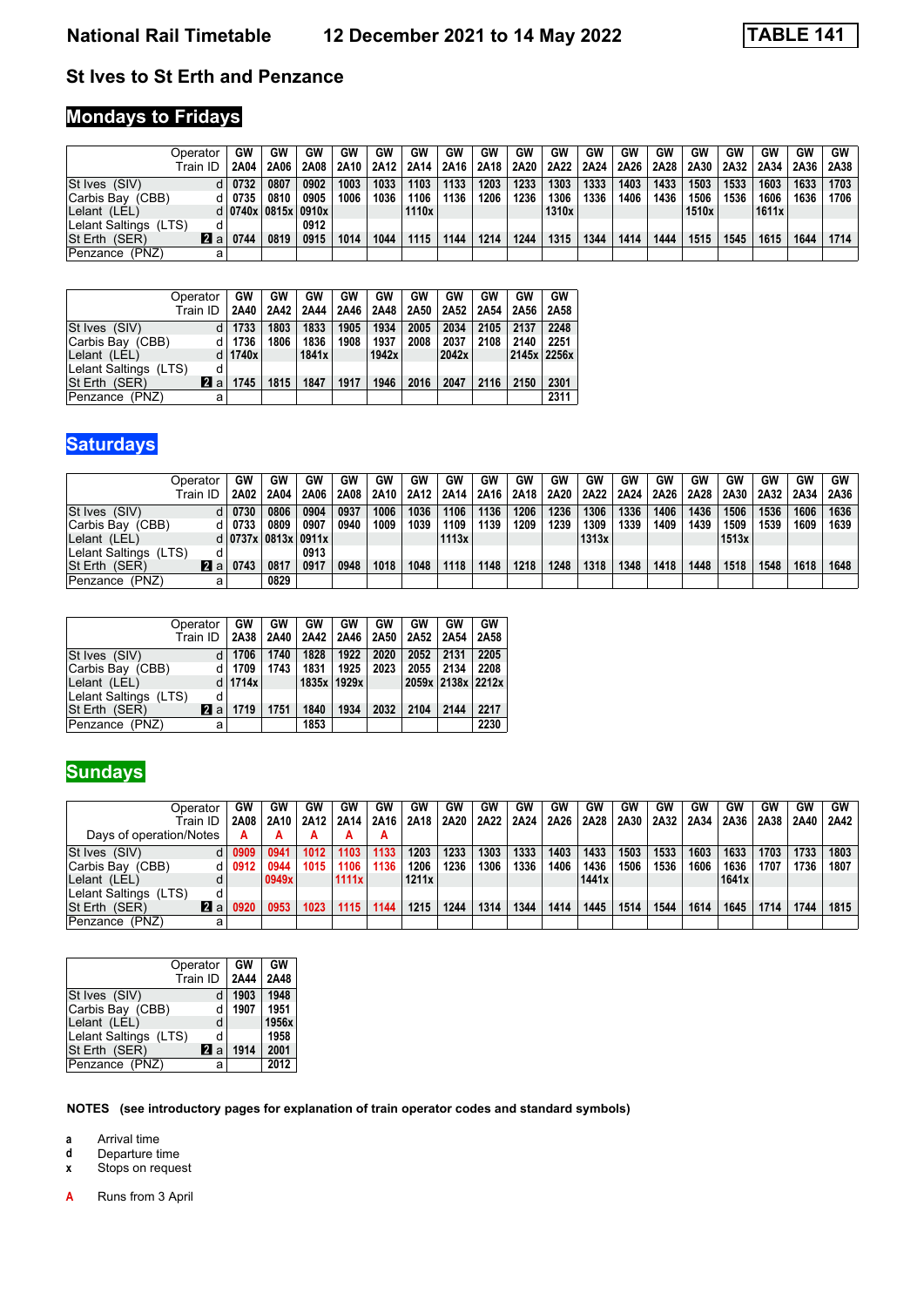# National Rail Timetable 12 December 2021 to 14 May 2022 TABLE 141

## St Ives to St Erth and Penzance

### Mondays to Fridays

| Operator / Train ID | | GW 2A04 | GW 2A06 | GW 2A08 | GW 2A10 | GW 2A12 | GW 2A14 | GW 2A16 | GW 2A18 | GW 2A20 | GW 2A22 | GW 2A24 | GW 2A26 | GW 2A28 | GW 2A30 | GW 2A32 | GW 2A34 | GW 2A36 | GW 2A38 |
|---|---|---|---|---|---|---|---|---|---|---|---|---|---|---|---|---|---|---|---|
| St Ives (SIV) | d | 0732 | 0807 | 0902 | 1003 | 1033 | 1103 | 1133 | 1203 | 1233 | 1303 | 1333 | 1403 | 1433 | 1503 | 1533 | 1603 | 1633 | 1703 |
| Carbis Bay (CBB) | d | 0735 | 0810 | 0905 | 1006 | 1036 | 1106 | 1136 | 1206 | 1236 | 1306 | 1336 | 1406 | 1436 | 1506 | 1536 | 1606 | 1636 | 1706 |
| Lelant (LEL) | d | 0740x | 0815x | 0910x | | | 1110x | | | | 1310x | | | | 1510x | | 1611x | | |
| Lelant Saltings (LTS) | d | | | 0912 | | | | | | | | | | | | | | | |
| St Erth (SER) | 2 a | 0744 | 0819 | 0915 | 1014 | 1044 | 1115 | 1144 | 1214 | 1244 | 1315 | 1344 | 1414 | 1444 | 1515 | 1545 | 1615 | 1644 | 1714 |
| Penzance (PNZ) | a | | | | | | | | | | | | | | | | | | |

| Operator / Train ID | | GW 2A40 | GW 2A42 | GW 2A44 | GW 2A46 | GW 2A48 | GW 2A50 | GW 2A52 | GW 2A54 | GW 2A56 | GW 2A58 |
|---|---|---|---|---|---|---|---|---|---|---|---|
| St Ives (SIV) | d | 1733 | 1803 | 1833 | 1905 | 1934 | 2005 | 2034 | 2105 | 2137 | 2248 |
| Carbis Bay (CBB) | d | 1736 | 1806 | 1836 | 1908 | 1937 | 2008 | 2037 | 2108 | 2140 | 2251 |
| Lelant (LEL) | d | 1740x | | 1841x | | 1942x | | 2042x | | 2145x | 2256x |
| Lelant Saltings (LTS) | d | | | | | | | | | | |
| St Erth (SER) | 2 a | 1745 | 1815 | 1847 | 1917 | 1946 | 2016 | 2047 | 2116 | 2150 | 2301 |
| Penzance (PNZ) | a | | | | | | | | | | 2311 |

### Saturdays

| Operator / Train ID | | GW 2A02 | GW 2A04 | GW 2A06 | GW 2A08 | GW 2A10 | GW 2A12 | GW 2A14 | GW 2A16 | GW 2A18 | GW 2A20 | GW 2A22 | GW 2A24 | GW 2A26 | GW 2A28 | GW 2A30 | GW 2A32 | GW 2A34 | GW 2A36 |
|---|---|---|---|---|---|---|---|---|---|---|---|---|---|---|---|---|---|---|---|
| St Ives (SIV) | d | 0730 | 0806 | 0904 | 0937 | 1006 | 1036 | 1106 | 1136 | 1206 | 1236 | 1306 | 1336 | 1406 | 1436 | 1506 | 1536 | 1606 | 1636 |
| Carbis Bay (CBB) | d | 0733 | 0809 | 0907 | 0940 | 1009 | 1039 | 1109 | 1139 | 1209 | 1239 | 1309 | 1339 | 1409 | 1439 | 1509 | 1539 | 1609 | 1639 |
| Lelant (LEL) | d | 0737x | 0813x | 0911x | | | | 1113x | | | | 1313x | | | | 1513x | | | |
| Lelant Saltings (LTS) | d | | | 0913 | | | | | | | | | | | | | | | |
| St Erth (SER) | 2 a | 0743 | 0817 | 0917 | 0948 | 1018 | 1048 | 1118 | 1148 | 1218 | 1248 | 1318 | 1348 | 1418 | 1448 | 1518 | 1548 | 1618 | 1648 |
| Penzance (PNZ) | a | | 0829 | | | | | | | | | | | | | | | | |

| Operator / Train ID | | GW 2A38 | GW 2A40 | GW 2A42 | GW 2A46 | GW 2A50 | GW 2A52 | GW 2A54 | GW 2A58 |
|---|---|---|---|---|---|---|---|---|---|
| St Ives (SIV) | d | 1706 | 1740 | 1828 | 1922 | 2020 | 2052 | 2131 | 2205 |
| Carbis Bay (CBB) | d | 1709 | 1743 | 1831 | 1925 | 2023 | 2055 | 2134 | 2208 |
| Lelant (LEL) | d | 1714x | | 1835x | 1929x | | 2059x | 2138x | 2212x |
| Lelant Saltings (LTS) | d | | | | | | | | |
| St Erth (SER) | 2 a | 1719 | 1751 | 1840 | 1934 | 2032 | 2104 | 2144 | 2217 |
| Penzance (PNZ) | a | | | 1853 | | | | | 2230 |

### Sundays

| Operator / Train ID / Days of operation/Notes | | GW 2A08 A | GW 2A10 A | GW 2A12 A | GW 2A14 A | GW 2A16 A | GW 2A18 | GW 2A20 | GW 2A22 | GW 2A24 | GW 2A26 | GW 2A28 | GW 2A30 | GW 2A32 | GW 2A34 | GW 2A36 | GW 2A38 | GW 2A40 | GW 2A42 |
|---|---|---|---|---|---|---|---|---|---|---|---|---|---|---|---|---|---|---|---|
| St Ives (SIV) | d | 0909 | 0941 | 1012 | 1103 | 1133 | 1203 | 1233 | 1303 | 1333 | 1403 | 1433 | 1503 | 1533 | 1603 | 1633 | 1703 | 1733 | 1803 |
| Carbis Bay (CBB) | d | 0912 | 0944 | 1015 | 1106 | 1136 | 1206 | 1236 | 1306 | 1336 | 1406 | 1436 | 1506 | 1536 | 1606 | 1636 | 1707 | 1736 | 1807 |
| Lelant (LEL) | d | | 0949x | | 1111x | | 1211x | | | | | 1441x | | | | 1641x | | | |
| Lelant Saltings (LTS) | d | | | | | | | | | | | | | | | | | | |
| St Erth (SER) | 2 a | 0920 | 0953 | 1023 | 1115 | 1144 | 1215 | 1244 | 1314 | 1344 | 1414 | 1445 | 1514 | 1544 | 1614 | 1645 | 1714 | 1744 | 1815 |
| Penzance (PNZ) | a | | | | | | | | | | | | | | | | | | |

| Operator / Train ID | | GW 2A44 | GW 2A48 |
|---|---|---|---|
| St Ives (SIV) | d | 1903 | 1948 |
| Carbis Bay (CBB) | d | 1907 | 1951 |
| Lelant (LEL) | d | | 1956x |
| Lelant Saltings (LTS) | d | | 1958 |
| St Erth (SER) | 2 a | 1914 | 2001 |
| Penzance (PNZ) | a | | 2012 |

**NOTES (see introductory pages for explanation of train operator codes and standard symbols)**

- **a** Arrival time
- **d** Departure time
- **x** Stops on request

**A** Runs from 3 April